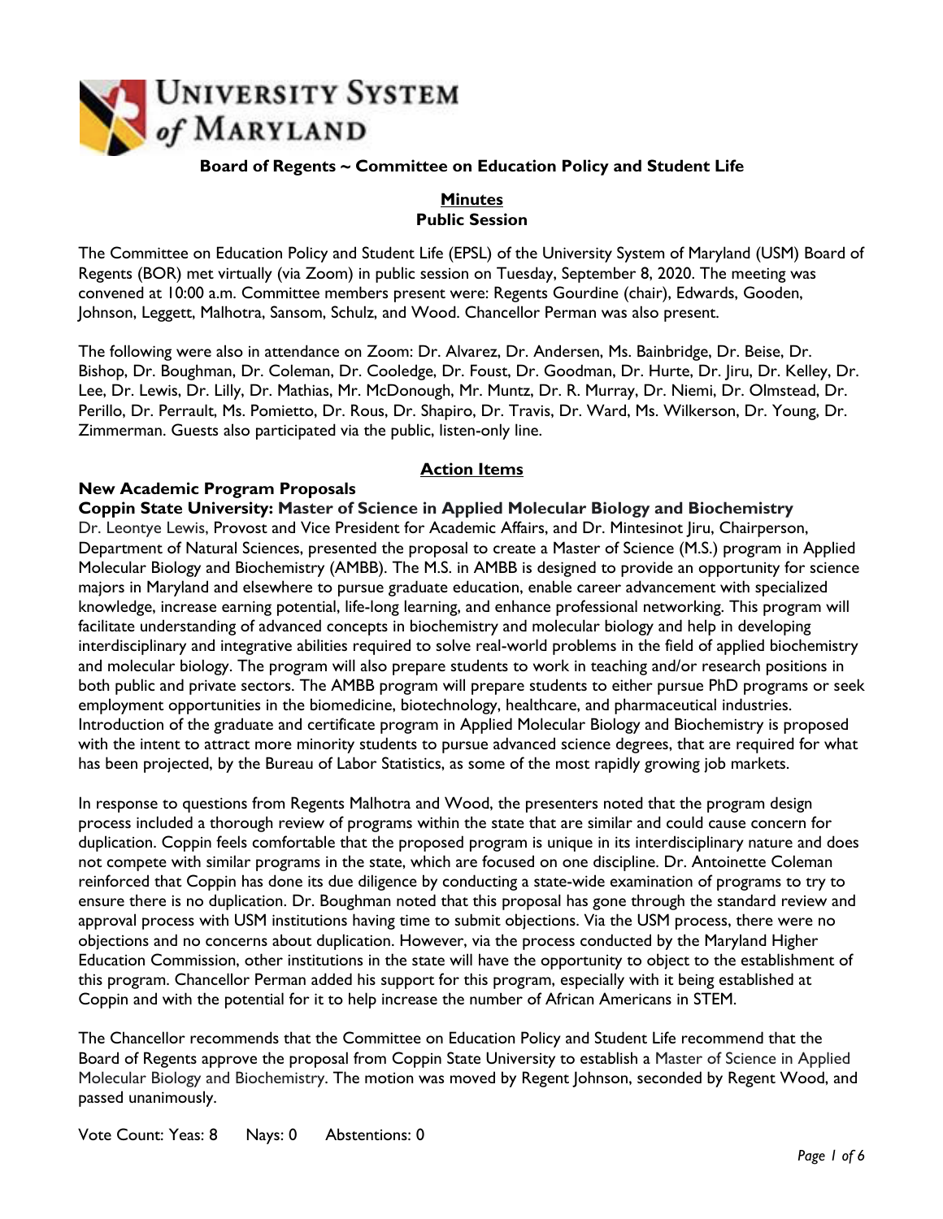# University System of Maryland

**Board of Regents ~ Committee on Education Policy and Student Life**

**Minutes**
**Public Session**

The Committee on Education Policy and Student Life (EPSL) of the University System of Maryland (USM) Board of Regents (BOR) met virtually (via Zoom) in public session on Tuesday, September 8, 2020. The meeting was convened at 10:00 a.m. Committee members present were: Regents Gourdine (chair), Edwards, Gooden, Johnson, Leggett, Malhotra, Sansom, Schulz, and Wood. Chancellor Perman was also present.

The following were also in attendance on Zoom: Dr. Alvarez, Dr. Andersen, Ms. Bainbridge, Dr. Beise, Dr. Bishop, Dr. Boughman, Dr. Coleman, Dr. Cooledge, Dr. Foust, Dr. Goodman, Dr. Hurte, Dr. Jiru, Dr. Kelley, Dr. Lee, Dr. Lewis, Dr. Lilly, Dr. Mathias, Mr. McDonough, Mr. Muntz, Dr. R. Murray, Dr. Niemi, Dr. Olmstead, Dr. Perillo, Dr. Perrault, Ms. Pomietto, Dr. Rous, Dr. Shapiro, Dr. Travis, Dr. Ward, Ms. Wilkerson, Dr. Young, Dr. Zimmerman. Guests also participated via the public, listen-only line.

## Action Items

**New Academic Program Proposals**

**Coppin State University: Master of Science in Applied Molecular Biology and Biochemistry**

Dr. Leontye Lewis, Provost and Vice President for Academic Affairs, and Dr. Mintesinot Jiru, Chairperson, Department of Natural Sciences, presented the proposal to create a Master of Science (M.S.) program in Applied Molecular Biology and Biochemistry (AMBB). The M.S. in AMBB is designed to provide an opportunity for science majors in Maryland and elsewhere to pursue graduate education, enable career advancement with specialized knowledge, increase earning potential, life-long learning, and enhance professional networking. This program will facilitate understanding of advanced concepts in biochemistry and molecular biology and help in developing interdisciplinary and integrative abilities required to solve real-world problems in the field of applied biochemistry and molecular biology. The program will also prepare students to work in teaching and/or research positions in both public and private sectors. The AMBB program will prepare students to either pursue PhD programs or seek employment opportunities in the biomedicine, biotechnology, healthcare, and pharmaceutical industries. Introduction of the graduate and certificate program in Applied Molecular Biology and Biochemistry is proposed with the intent to attract more minority students to pursue advanced science degrees, that are required for what has been projected, by the Bureau of Labor Statistics, as some of the most rapidly growing job markets.

In response to questions from Regents Malhotra and Wood, the presenters noted that the program design process included a thorough review of programs within the state that are similar and could cause concern for duplication. Coppin feels comfortable that the proposed program is unique in its interdisciplinary nature and does not compete with similar programs in the state, which are focused on one discipline. Dr. Antoinette Coleman reinforced that Coppin has done its due diligence by conducting a state-wide examination of programs to try to ensure there is no duplication. Dr. Boughman noted that this proposal has gone through the standard review and approval process with USM institutions having time to submit objections. Via the USM process, there were no objections and no concerns about duplication. However, via the process conducted by the Maryland Higher Education Commission, other institutions in the state will have the opportunity to object to the establishment of this program. Chancellor Perman added his support for this program, especially with it being established at Coppin and with the potential for it to help increase the number of African Americans in STEM.

The Chancellor recommends that the Committee on Education Policy and Student Life recommend that the Board of Regents approve the proposal from Coppin State University to establish a Master of Science in Applied Molecular Biology and Biochemistry. The motion was moved by Regent Johnson, seconded by Regent Wood, and passed unanimously.

Vote Count: Yeas: 8 Nays: 0 Abstentions: 0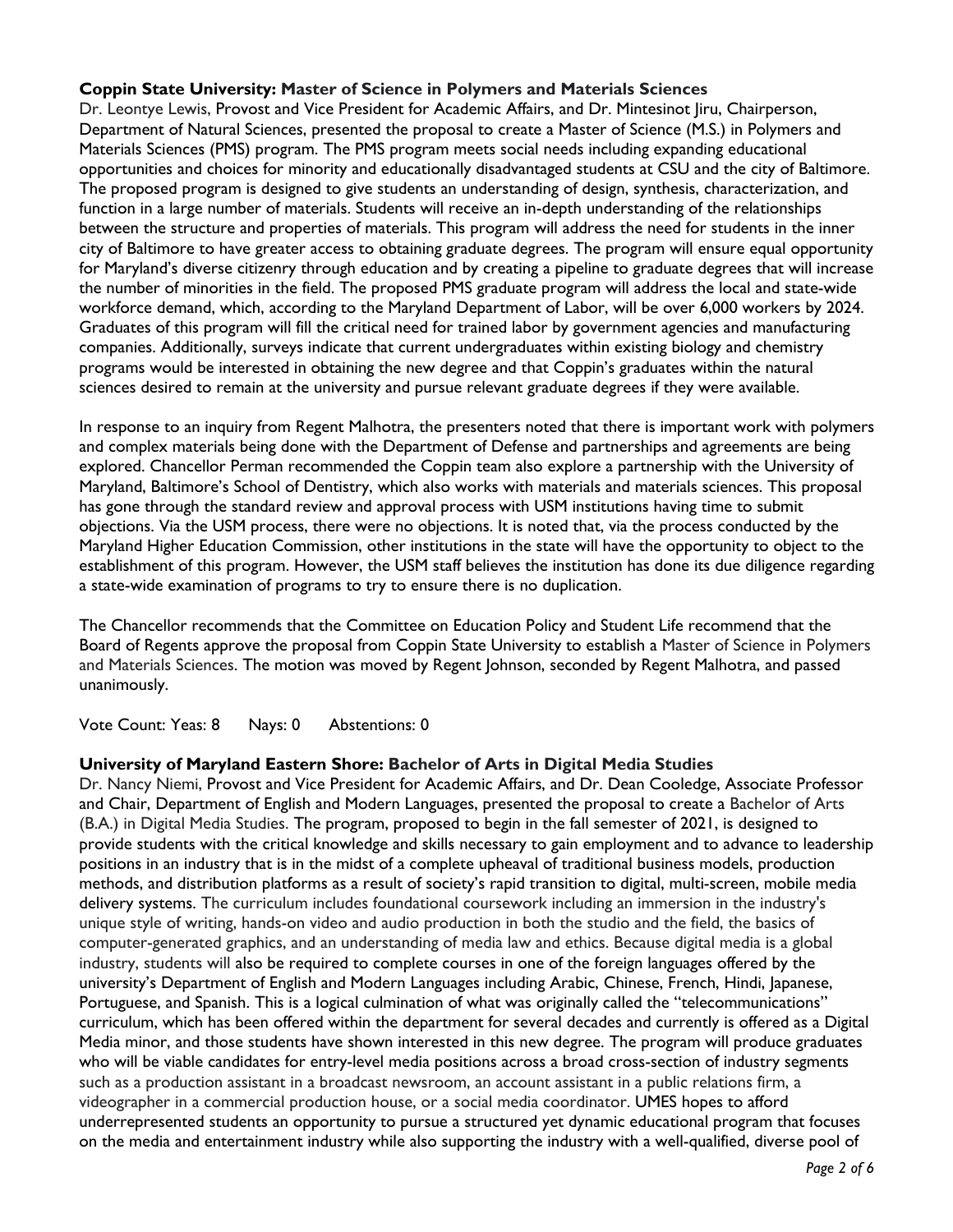**Coppin State University: Master of Science in Polymers and Materials Sciences**

Dr. Leontye Lewis, Provost and Vice President for Academic Affairs, and Dr. Mintesinot Jiru, Chairperson, Department of Natural Sciences, presented the proposal to create a Master of Science (M.S.) in Polymers and Materials Sciences (PMS) program. The PMS program meets social needs including expanding educational opportunities and choices for minority and educationally disadvantaged students at CSU and the city of Baltimore. The proposed program is designed to give students an understanding of design, synthesis, characterization, and function in a large number of materials. Students will receive an in-depth understanding of the relationships between the structure and properties of materials. This program will address the need for students in the inner city of Baltimore to have greater access to obtaining graduate degrees. The program will ensure equal opportunity for Maryland's diverse citizenry through education and by creating a pipeline to graduate degrees that will increase the number of minorities in the field. The proposed PMS graduate program will address the local and state-wide workforce demand, which, according to the Maryland Department of Labor, will be over 6,000 workers by 2024. Graduates of this program will fill the critical need for trained labor by government agencies and manufacturing companies. Additionally, surveys indicate that current undergraduates within existing biology and chemistry programs would be interested in obtaining the new degree and that Coppin's graduates within the natural sciences desired to remain at the university and pursue relevant graduate degrees if they were available.

In response to an inquiry from Regent Malhotra, the presenters noted that there is important work with polymers and complex materials being done with the Department of Defense and partnerships and agreements are being explored. Chancellor Perman recommended the Coppin team also explore a partnership with the University of Maryland, Baltimore's School of Dentistry, which also works with materials and materials sciences. This proposal has gone through the standard review and approval process with USM institutions having time to submit objections. Via the USM process, there were no objections. It is noted that, via the process conducted by the Maryland Higher Education Commission, other institutions in the state will have the opportunity to object to the establishment of this program. However, the USM staff believes the institution has done its due diligence regarding a state-wide examination of programs to try to ensure there is no duplication.

The Chancellor recommends that the Committee on Education Policy and Student Life recommend that the Board of Regents approve the proposal from Coppin State University to establish a Master of Science in Polymers and Materials Sciences. The motion was moved by Regent Johnson, seconded by Regent Malhotra, and passed unanimously.

Vote Count: Yeas: 8 Nays: 0 Abstentions: 0

**University of Maryland Eastern Shore: Bachelor of Arts in Digital Media Studies**

Dr. Nancy Niemi, Provost and Vice President for Academic Affairs, and Dr. Dean Cooledge, Associate Professor and Chair, Department of English and Modern Languages, presented the proposal to create a Bachelor of Arts (B.A.) in Digital Media Studies. The program, proposed to begin in the fall semester of 2021, is designed to provide students with the critical knowledge and skills necessary to gain employment and to advance to leadership positions in an industry that is in the midst of a complete upheaval of traditional business models, production methods, and distribution platforms as a result of society's rapid transition to digital, multi-screen, mobile media delivery systems. The curriculum includes foundational coursework including an immersion in the industry's unique style of writing, hands-on video and audio production in both the studio and the field, the basics of computer-generated graphics, and an understanding of media law and ethics. Because digital media is a global industry, students will also be required to complete courses in one of the foreign languages offered by the university's Department of English and Modern Languages including Arabic, Chinese, French, Hindi, Japanese, Portuguese, and Spanish. This is a logical culmination of what was originally called the "telecommunications" curriculum, which has been offered within the department for several decades and currently is offered as a Digital Media minor, and those students have shown interested in this new degree. The program will produce graduates who will be viable candidates for entry-level media positions across a broad cross-section of industry segments such as a production assistant in a broadcast newsroom, an account assistant in a public relations firm, a videographer in a commercial production house, or a social media coordinator. UMES hopes to afford underrepresented students an opportunity to pursue a structured yet dynamic educational program that focuses on the media and entertainment industry while also supporting the industry with a well-qualified, diverse pool of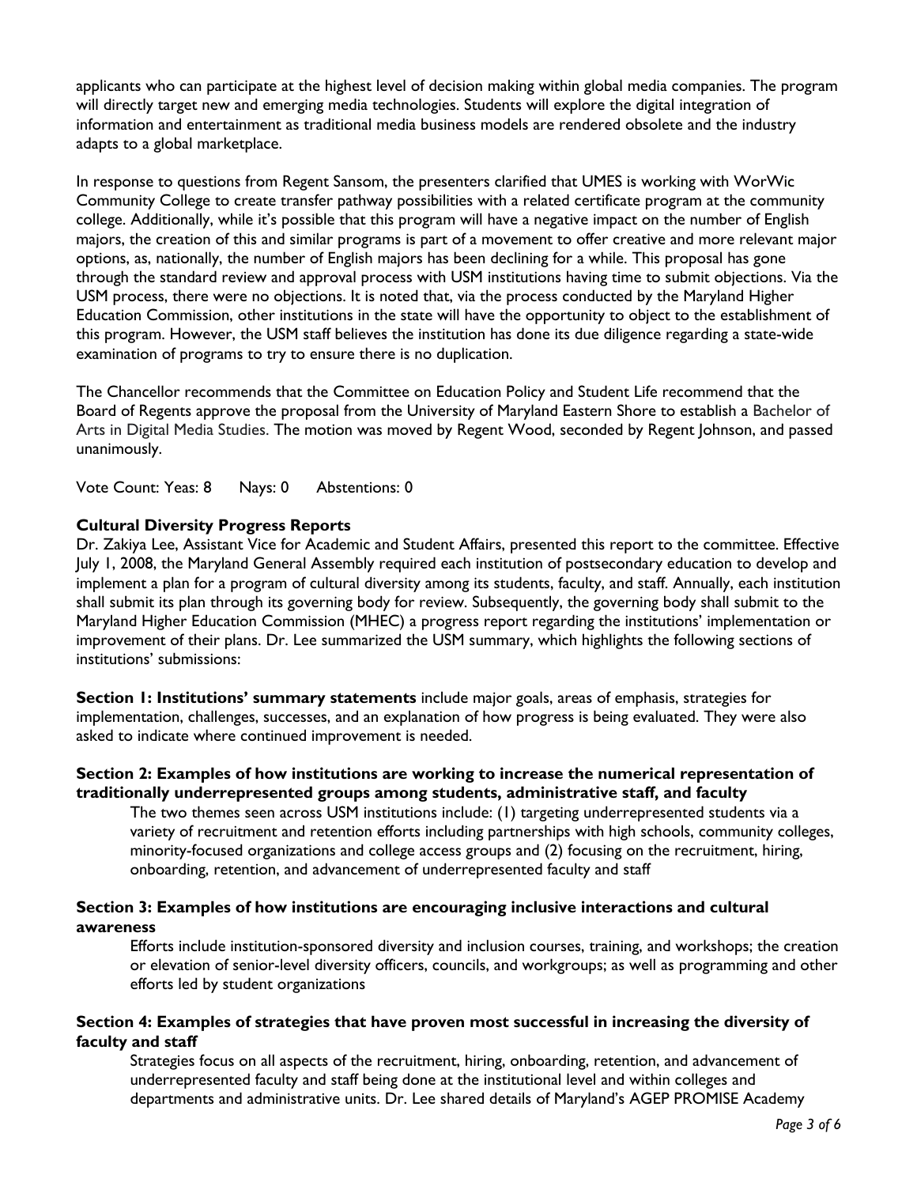applicants who can participate at the highest level of decision making within global media companies. The program will directly target new and emerging media technologies. Students will explore the digital integration of information and entertainment as traditional media business models are rendered obsolete and the industry adapts to a global marketplace.

In response to questions from Regent Sansom, the presenters clarified that UMES is working with WorWic Community College to create transfer pathway possibilities with a related certificate program at the community college. Additionally, while it's possible that this program will have a negative impact on the number of English majors, the creation of this and similar programs is part of a movement to offer creative and more relevant major options, as, nationally, the number of English majors has been declining for a while. This proposal has gone through the standard review and approval process with USM institutions having time to submit objections. Via the USM process, there were no objections. It is noted that, via the process conducted by the Maryland Higher Education Commission, other institutions in the state will have the opportunity to object to the establishment of this program. However, the USM staff believes the institution has done its due diligence regarding a state-wide examination of programs to try to ensure there is no duplication.

The Chancellor recommends that the Committee on Education Policy and Student Life recommend that the Board of Regents approve the proposal from the University of Maryland Eastern Shore to establish a Bachelor of Arts in Digital Media Studies. The motion was moved by Regent Wood, seconded by Regent Johnson, and passed unanimously.

Vote Count: Yeas: 8 Nays: 0 Abstentions: 0

**Cultural Diversity Progress Reports**

Dr. Zakiya Lee, Assistant Vice for Academic and Student Affairs, presented this report to the committee. Effective July 1, 2008, the Maryland General Assembly required each institution of postsecondary education to develop and implement a plan for a program of cultural diversity among its students, faculty, and staff. Annually, each institution shall submit its plan through its governing body for review. Subsequently, the governing body shall submit to the Maryland Higher Education Commission (MHEC) a progress report regarding the institutions' implementation or improvement of their plans. Dr. Lee summarized the USM summary, which highlights the following sections of institutions' submissions:

**Section 1: Institutions' summary statements** include major goals, areas of emphasis, strategies for implementation, challenges, successes, and an explanation of how progress is being evaluated. They were also asked to indicate where continued improvement is needed.

**Section 2: Examples of how institutions are working to increase the numerical representation of traditionally underrepresented groups among students, administrative staff, and faculty**

The two themes seen across USM institutions include: (1) targeting underrepresented students via a variety of recruitment and retention efforts including partnerships with high schools, community colleges, minority-focused organizations and college access groups and (2) focusing on the recruitment, hiring, onboarding, retention, and advancement of underrepresented faculty and staff

**Section 3: Examples of how institutions are encouraging inclusive interactions and cultural awareness**

Efforts include institution-sponsored diversity and inclusion courses, training, and workshops; the creation or elevation of senior-level diversity officers, councils, and workgroups; as well as programming and other efforts led by student organizations

**Section 4: Examples of strategies that have proven most successful in increasing the diversity of faculty and staff**

Strategies focus on all aspects of the recruitment, hiring, onboarding, retention, and advancement of underrepresented faculty and staff being done at the institutional level and within colleges and departments and administrative units. Dr. Lee shared details of Maryland's AGEP PROMISE Academy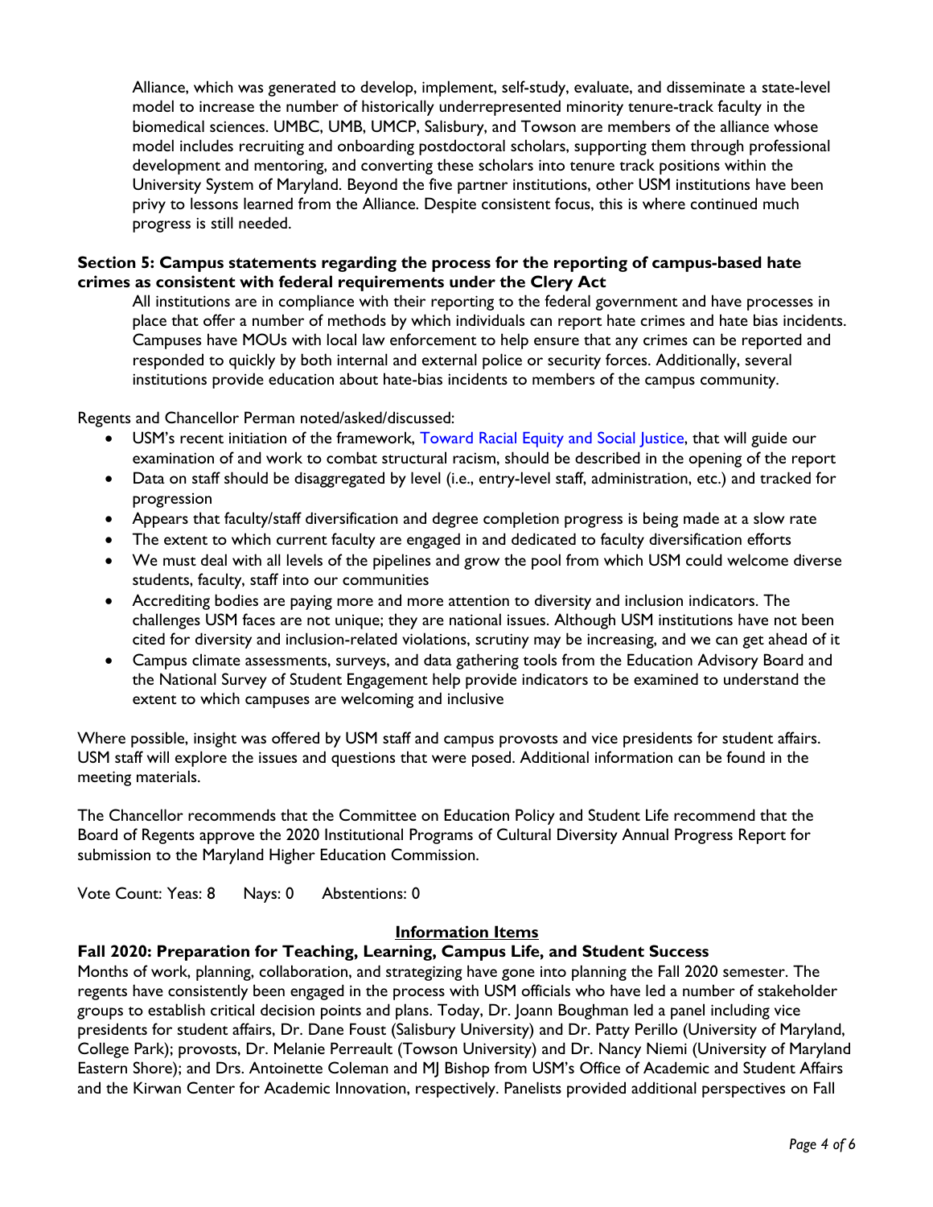Alliance, which was generated to develop, implement, self-study, evaluate, and disseminate a state-level model to increase the number of historically underrepresented minority tenure-track faculty in the biomedical sciences. UMBC, UMB, UMCP, Salisbury, and Towson are members of the alliance whose model includes recruiting and onboarding postdoctoral scholars, supporting them through professional development and mentoring, and converting these scholars into tenure track positions within the University System of Maryland. Beyond the five partner institutions, other USM institutions have been privy to lessons learned from the Alliance. Despite consistent focus, this is where continued much progress is still needed.

**Section 5: Campus statements regarding the process for the reporting of campus-based hate crimes as consistent with federal requirements under the Clery Act**

All institutions are in compliance with their reporting to the federal government and have processes in place that offer a number of methods by which individuals can report hate crimes and hate bias incidents. Campuses have MOUs with local law enforcement to help ensure that any crimes can be reported and responded to quickly by both internal and external police or security forces. Additionally, several institutions provide education about hate-bias incidents to members of the campus community.

Regents and Chancellor Perman noted/asked/discussed:

- USM's recent initiation of the framework, Toward Racial Equity and Social Justice, that will guide our examination of and work to combat structural racism, should be described in the opening of the report
- Data on staff should be disaggregated by level (i.e., entry-level staff, administration, etc.) and tracked for progression
- Appears that faculty/staff diversification and degree completion progress is being made at a slow rate
- The extent to which current faculty are engaged in and dedicated to faculty diversification efforts
- We must deal with all levels of the pipelines and grow the pool from which USM could welcome diverse students, faculty, staff into our communities
- Accrediting bodies are paying more and more attention to diversity and inclusion indicators. The challenges USM faces are not unique; they are national issues. Although USM institutions have not been cited for diversity and inclusion-related violations, scrutiny may be increasing, and we can get ahead of it
- Campus climate assessments, surveys, and data gathering tools from the Education Advisory Board and the National Survey of Student Engagement help provide indicators to be examined to understand the extent to which campuses are welcoming and inclusive

Where possible, insight was offered by USM staff and campus provosts and vice presidents for student affairs. USM staff will explore the issues and questions that were posed. Additional information can be found in the meeting materials.

The Chancellor recommends that the Committee on Education Policy and Student Life recommend that the Board of Regents approve the 2020 Institutional Programs of Cultural Diversity Annual Progress Report for submission to the Maryland Higher Education Commission.

Vote Count: Yeas: 8 Nays: 0 Abstentions: 0

## Information Items

**Fall 2020: Preparation for Teaching, Learning, Campus Life, and Student Success**

Months of work, planning, collaboration, and strategizing have gone into planning the Fall 2020 semester. The regents have consistently been engaged in the process with USM officials who have led a number of stakeholder groups to establish critical decision points and plans. Today, Dr. Joann Boughman led a panel including vice presidents for student affairs, Dr. Dane Foust (Salisbury University) and Dr. Patty Perillo (University of Maryland, College Park); provosts, Dr. Melanie Perreault (Towson University) and Dr. Nancy Niemi (University of Maryland Eastern Shore); and Drs. Antoinette Coleman and MJ Bishop from USM's Office of Academic and Student Affairs and the Kirwan Center for Academic Innovation, respectively. Panelists provided additional perspectives on Fall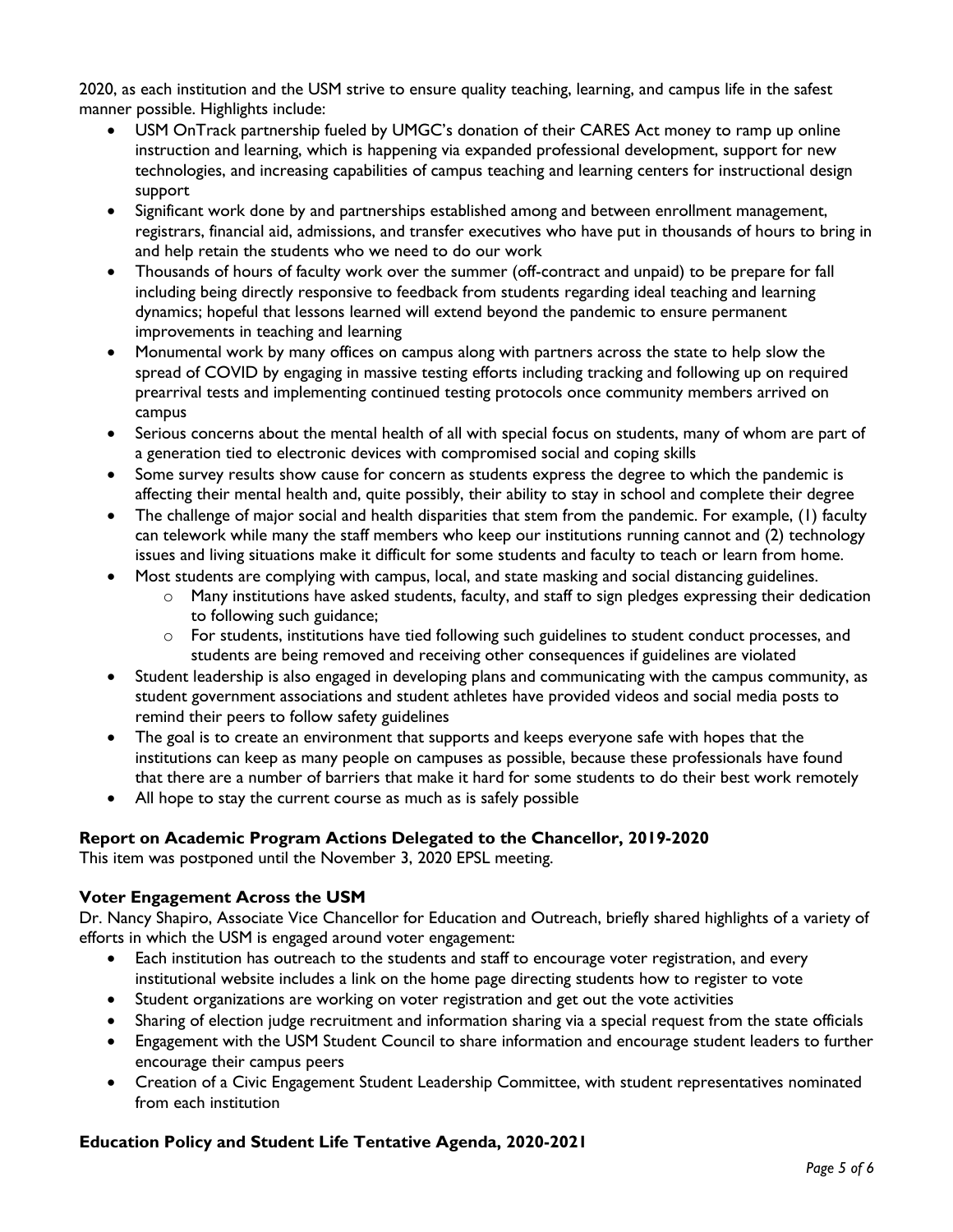2020, as each institution and the USM strive to ensure quality teaching, learning, and campus life in the safest manner possible. Highlights include:

- USM OnTrack partnership fueled by UMGC's donation of their CARES Act money to ramp up online instruction and learning, which is happening via expanded professional development, support for new technologies, and increasing capabilities of campus teaching and learning centers for instructional design support
- Significant work done by and partnerships established among and between enrollment management, registrars, financial aid, admissions, and transfer executives who have put in thousands of hours to bring in and help retain the students who we need to do our work
- Thousands of hours of faculty work over the summer (off-contract and unpaid) to be prepare for fall including being directly responsive to feedback from students regarding ideal teaching and learning dynamics; hopeful that lessons learned will extend beyond the pandemic to ensure permanent improvements in teaching and learning
- Monumental work by many offices on campus along with partners across the state to help slow the spread of COVID by engaging in massive testing efforts including tracking and following up on required prearrival tests and implementing continued testing protocols once community members arrived on campus
- Serious concerns about the mental health of all with special focus on students, many of whom are part of a generation tied to electronic devices with compromised social and coping skills
- Some survey results show cause for concern as students express the degree to which the pandemic is affecting their mental health and, quite possibly, their ability to stay in school and complete their degree
- The challenge of major social and health disparities that stem from the pandemic. For example, (1) faculty can telework while many the staff members who keep our institutions running cannot and (2) technology issues and living situations make it difficult for some students and faculty to teach or learn from home.
- Most students are complying with campus, local, and state masking and social distancing guidelines.
  - Many institutions have asked students, faculty, and staff to sign pledges expressing their dedication to following such guidance;
  - For students, institutions have tied following such guidelines to student conduct processes, and students are being removed and receiving other consequences if guidelines are violated
- Student leadership is also engaged in developing plans and communicating with the campus community, as student government associations and student athletes have provided videos and social media posts to remind their peers to follow safety guidelines
- The goal is to create an environment that supports and keeps everyone safe with hopes that the institutions can keep as many people on campuses as possible, because these professionals have found that there are a number of barriers that make it hard for some students to do their best work remotely
- All hope to stay the current course as much as is safely possible

**Report on Academic Program Actions Delegated to the Chancellor, 2019-2020**

This item was postponed until the November 3, 2020 EPSL meeting.

**Voter Engagement Across the USM**

Dr. Nancy Shapiro, Associate Vice Chancellor for Education and Outreach, briefly shared highlights of a variety of efforts in which the USM is engaged around voter engagement:

- Each institution has outreach to the students and staff to encourage voter registration, and every institutional website includes a link on the home page directing students how to register to vote
- Student organizations are working on voter registration and get out the vote activities
- Sharing of election judge recruitment and information sharing via a special request from the state officials
- Engagement with the USM Student Council to share information and encourage student leaders to further encourage their campus peers
- Creation of a Civic Engagement Student Leadership Committee, with student representatives nominated from each institution

**Education Policy and Student Life Tentative Agenda, 2020-2021**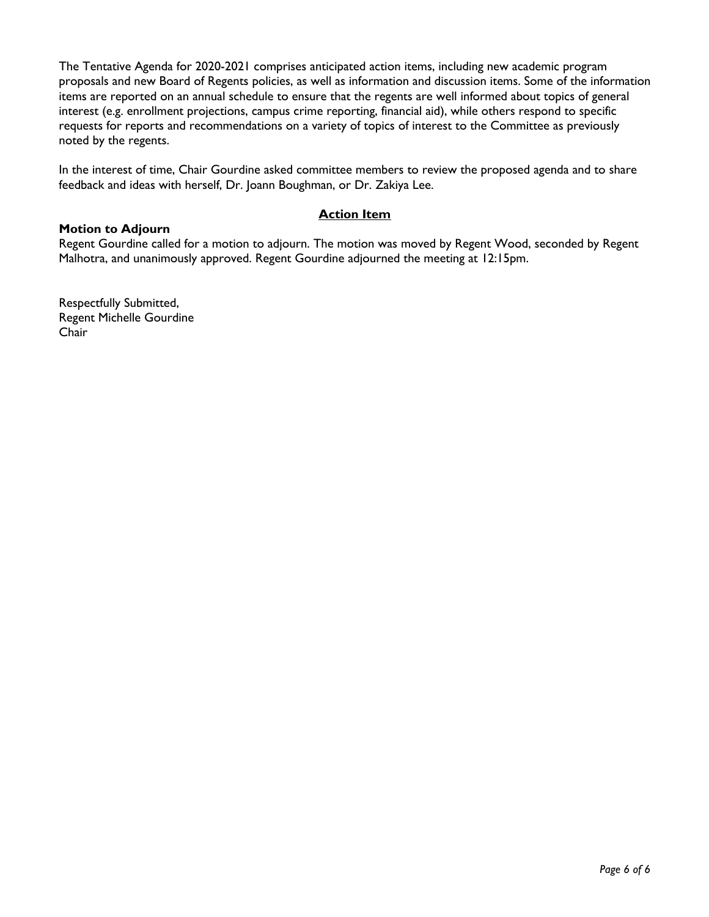The Tentative Agenda for 2020-2021 comprises anticipated action items, including new academic program proposals and new Board of Regents policies, as well as information and discussion items. Some of the information items are reported on an annual schedule to ensure that the regents are well informed about topics of general interest (e.g. enrollment projections, campus crime reporting, financial aid), while others respond to specific requests for reports and recommendations on a variety of topics of interest to the Committee as previously noted by the regents.

In the interest of time, Chair Gourdine asked committee members to review the proposed agenda and to share feedback and ideas with herself, Dr. Joann Boughman, or Dr. Zakiya Lee.

## Action Item

**Motion to Adjourn**

Regent Gourdine called for a motion to adjourn. The motion was moved by Regent Wood, seconded by Regent Malhotra, and unanimously approved. Regent Gourdine adjourned the meeting at 12:15pm.

Respectfully Submitted,
Regent Michelle Gourdine
Chair